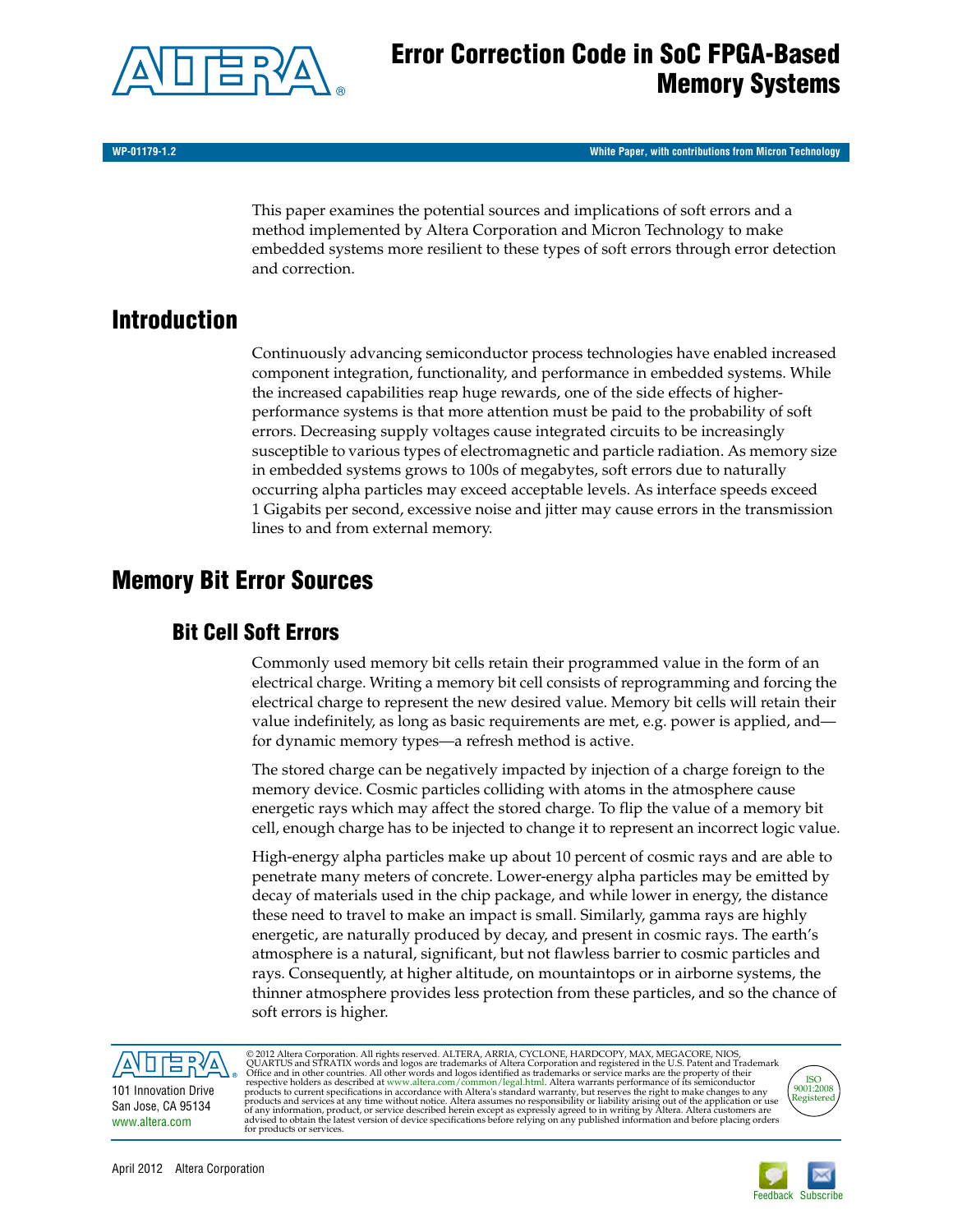# Error Correction Code in SoC FPGA-Based Memory Systems

WP-01179-1.2 — White Paper, with contributions from Micron Technology

This paper examines the potential sources and implications of soft errors and a method implemented by Altera Corporation and Micron Technology to make embedded systems more resilient to these types of soft errors through error detection and correction.

## Introduction

Continuously advancing semiconductor process technologies have enabled increased component integration, functionality, and performance in embedded systems. While the increased capabilities reap huge rewards, one of the side effects of higher-performance systems is that more attention must be paid to the probability of soft errors. Decreasing supply voltages cause integrated circuits to be increasingly susceptible to various types of electromagnetic and particle radiation. As memory size in embedded systems grows to 100s of megabytes, soft errors due to naturally occurring alpha particles may exceed acceptable levels. As interface speeds exceed 1 Gigabits per second, excessive noise and jitter may cause errors in the transmission lines to and from external memory.

## Memory Bit Error Sources

### Bit Cell Soft Errors

Commonly used memory bit cells retain their programmed value in the form of an electrical charge. Writing a memory bit cell consists of reprogramming and forcing the electrical charge to represent the new desired value. Memory bit cells will retain their value indefinitely, as long as basic requirements are met, e.g. power is applied, and—for dynamic memory types—a refresh method is active.

The stored charge can be negatively impacted by injection of a charge foreign to the memory device. Cosmic particles colliding with atoms in the atmosphere cause energetic rays which may affect the stored charge. To flip the value of a memory bit cell, enough charge has to be injected to change it to represent an incorrect logic value.

High-energy alpha particles make up about 10 percent of cosmic rays and are able to penetrate many meters of concrete. Lower-energy alpha particles may be emitted by decay of materials used in the chip package, and while lower in energy, the distance these need to travel to make an impact is small. Similarly, gamma rays are highly energetic, are naturally produced by decay, and present in cosmic rays. The earth's atmosphere is a natural, significant, but not flawless barrier to cosmic particles and rays. Consequently, at higher altitude, on mountaintops or in airborne systems, the thinner atmosphere provides less protection from these particles, and so the chance of soft errors is higher.

101 Innovation Drive
San Jose, CA 95134
www.altera.com

© 2012 Altera Corporation. All rights reserved. ALTERA, ARRIA, CYCLONE, HARDCOPY, MAX, MEGACORE, NIOS, QUARTUS and STRATIX words and logos are trademarks of Altera Corporation and registered in the U.S. Patent and Trademark Office and in other countries. All other words and logos identified as trademarks or service marks are the property of their respective holders as described at www.altera.com/common/legal.html. Altera warrants performance of its semiconductor products to current specifications in accordance with Altera's standard warranty, but reserves the right to make changes to any products and services at any time without notice. Altera assumes no responsibility or liability arising out of the application or use of any information, product, or service described herein except as expressly agreed to in writing by Altera. Altera customers are advised to obtain the latest version of device specifications before relying on any published information and before placing orders for products or services.

ISO 9001:2008 Registered

April 2012 Altera Corporation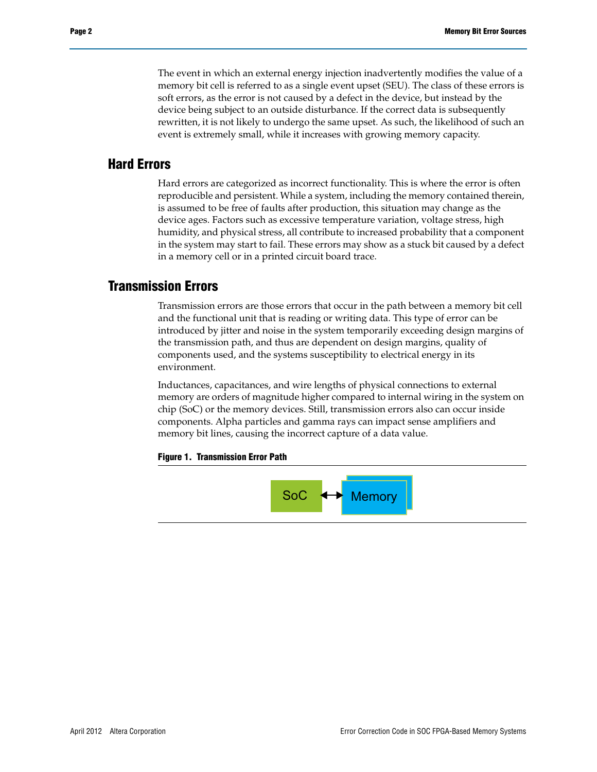The event in which an external energy injection inadvertently modifies the value of a memory bit cell is referred to as a single event upset (SEU). The class of these errors is soft errors, as the error is not caused by a defect in the device, but instead by the device being subject to an outside disturbance. If the correct data is subsequently rewritten, it is not likely to undergo the same upset. As such, the likelihood of such an event is extremely small, while it increases with growing memory capacity.

## Hard Errors

Hard errors are categorized as incorrect functionality. This is where the error is often reproducible and persistent. While a system, including the memory contained therein, is assumed to be free of faults after production, this situation may change as the device ages. Factors such as excessive temperature variation, voltage stress, high humidity, and physical stress, all contribute to increased probability that a component in the system may start to fail. These errors may show as a stuck bit caused by a defect in a memory cell or in a printed circuit board trace.

## Transmission Errors

Transmission errors are those errors that occur in the path between a memory bit cell and the functional unit that is reading or writing data. This type of error can be introduced by jitter and noise in the system temporarily exceeding design margins of the transmission path, and thus are dependent on design margins, quality of components used, and the systems susceptibility to electrical energy in its environment.

Inductances, capacitances, and wire lengths of physical connections to external memory are orders of magnitude higher compared to internal wiring in the system on chip (SoC) or the memory devices. Still, transmission errors also can occur inside components. Alpha particles and gamma rays can impact sense amplifiers and memory bit lines, causing the incorrect capture of a data value.

**Figure 1. Transmission Error Path**

SoC ↔ Memory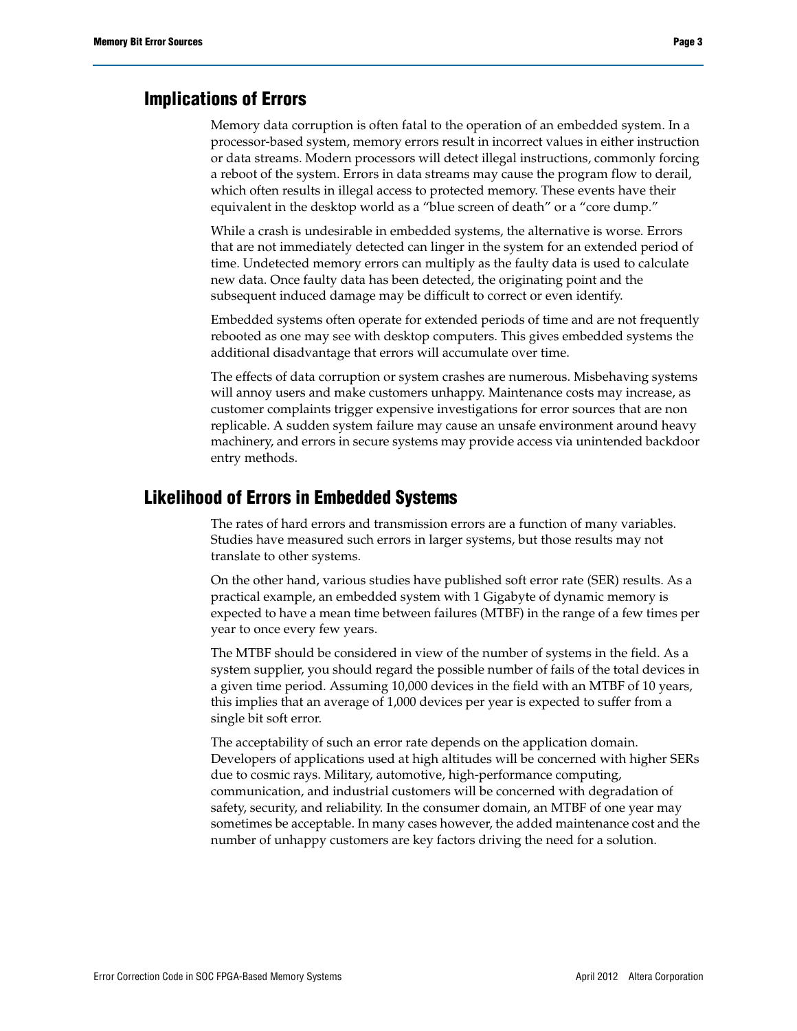## Implications of Errors

Memory data corruption is often fatal to the operation of an embedded system. In a processor-based system, memory errors result in incorrect values in either instruction or data streams. Modern processors will detect illegal instructions, commonly forcing a reboot of the system. Errors in data streams may cause the program flow to derail, which often results in illegal access to protected memory. These events have their equivalent in the desktop world as a "blue screen of death" or a "core dump."

While a crash is undesirable in embedded systems, the alternative is worse. Errors that are not immediately detected can linger in the system for an extended period of time. Undetected memory errors can multiply as the faulty data is used to calculate new data. Once faulty data has been detected, the originating point and the subsequent induced damage may be difficult to correct or even identify.

Embedded systems often operate for extended periods of time and are not frequently rebooted as one may see with desktop computers. This gives embedded systems the additional disadvantage that errors will accumulate over time.

The effects of data corruption or system crashes are numerous. Misbehaving systems will annoy users and make customers unhappy. Maintenance costs may increase, as customer complaints trigger expensive investigations for error sources that are non replicable. A sudden system failure may cause an unsafe environment around heavy machinery, and errors in secure systems may provide access via unintended backdoor entry methods.

## Likelihood of Errors in Embedded Systems

The rates of hard errors and transmission errors are a function of many variables. Studies have measured such errors in larger systems, but those results may not translate to other systems.

On the other hand, various studies have published soft error rate (SER) results. As a practical example, an embedded system with 1 Gigabyte of dynamic memory is expected to have a mean time between failures (MTBF) in the range of a few times per year to once every few years.

The MTBF should be considered in view of the number of systems in the field. As a system supplier, you should regard the possible number of fails of the total devices in a given time period. Assuming 10,000 devices in the field with an MTBF of 10 years, this implies that an average of 1,000 devices per year is expected to suffer from a single bit soft error.

The acceptability of such an error rate depends on the application domain. Developers of applications used at high altitudes will be concerned with higher SERs due to cosmic rays. Military, automotive, high-performance computing, communication, and industrial customers will be concerned with degradation of safety, security, and reliability. In the consumer domain, an MTBF of one year may sometimes be acceptable. In many cases however, the added maintenance cost and the number of unhappy customers are key factors driving the need for a solution.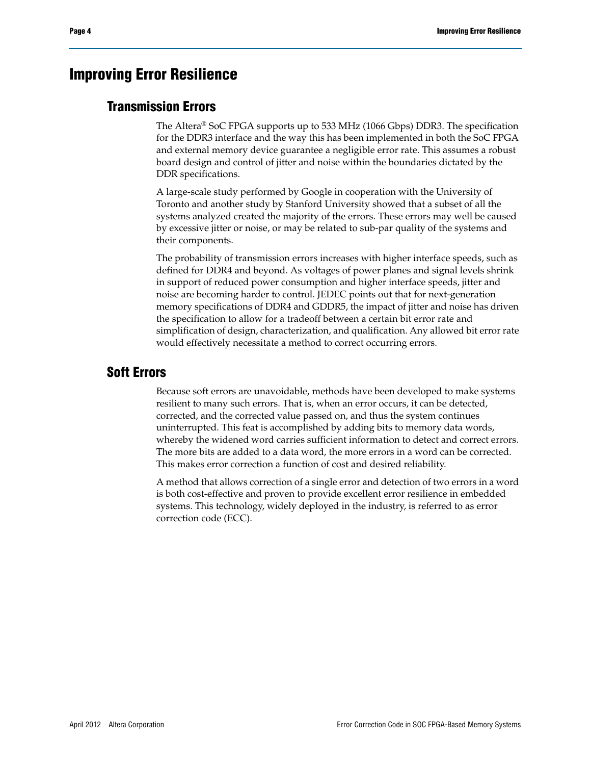# Improving Error Resilience

## Transmission Errors

The Altera® SoC FPGA supports up to 533 MHz (1066 Gbps) DDR3. The specification for the DDR3 interface and the way this has been implemented in both the SoC FPGA and external memory device guarantee a negligible error rate. This assumes a robust board design and control of jitter and noise within the boundaries dictated by the DDR specifications.

A large-scale study performed by Google in cooperation with the University of Toronto and another study by Stanford University showed that a subset of all the systems analyzed created the majority of the errors. These errors may well be caused by excessive jitter or noise, or may be related to sub-par quality of the systems and their components.

The probability of transmission errors increases with higher interface speeds, such as defined for DDR4 and beyond. As voltages of power planes and signal levels shrink in support of reduced power consumption and higher interface speeds, jitter and noise are becoming harder to control. JEDEC points out that for next-generation memory specifications of DDR4 and GDDR5, the impact of jitter and noise has driven the specification to allow for a tradeoff between a certain bit error rate and simplification of design, characterization, and qualification. Any allowed bit error rate would effectively necessitate a method to correct occurring errors.

## Soft Errors

Because soft errors are unavoidable, methods have been developed to make systems resilient to many such errors. That is, when an error occurs, it can be detected, corrected, and the corrected value passed on, and thus the system continues uninterrupted. This feat is accomplished by adding bits to memory data words, whereby the widened word carries sufficient information to detect and correct errors. The more bits are added to a data word, the more errors in a word can be corrected. This makes error correction a function of cost and desired reliability.

A method that allows correction of a single error and detection of two errors in a word is both cost-effective and proven to provide excellent error resilience in embedded systems. This technology, widely deployed in the industry, is referred to as error correction code (ECC).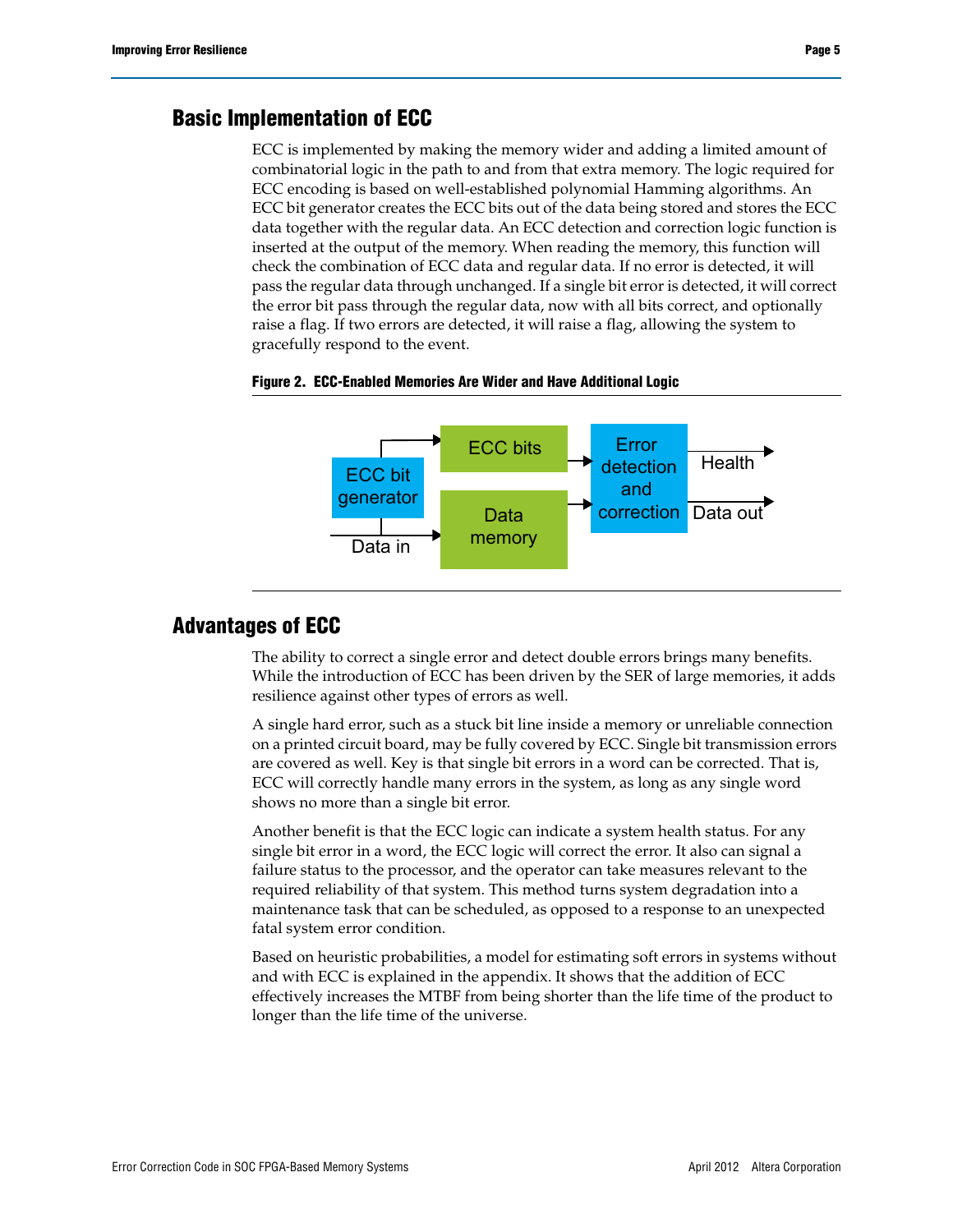## Basic Implementation of ECC

ECC is implemented by making the memory wider and adding a limited amount of combinatorial logic in the path to and from that extra memory. The logic required for ECC encoding is based on well-established polynomial Hamming algorithms. An ECC bit generator creates the ECC bits out of the data being stored and stores the ECC data together with the regular data. An ECC detection and correction logic function is inserted at the output of the memory. When reading the memory, this function will check the combination of ECC data and regular data. If no error is detected, it will pass the regular data through unchanged. If a single bit error is detected, it will correct the error bit pass through the regular data, now with all bits correct, and optionally raise a flag. If two errors are detected, it will raise a flag, allowing the system to gracefully respond to the event.

**Figure 2. ECC-Enabled Memories Are Wider and Have Additional Logic**

ECC bit generator, ECC bits, Data in, Data memory, Error detection and correction, Health, Data out

## Advantages of ECC

The ability to correct a single error and detect double errors brings many benefits. While the introduction of ECC has been driven by the SER of large memories, it adds resilience against other types of errors as well.

A single hard error, such as a stuck bit line inside a memory or unreliable connection on a printed circuit board, may be fully covered by ECC. Single bit transmission errors are covered as well. Key is that single bit errors in a word can be corrected. That is, ECC will correctly handle many errors in the system, as long as any single word shows no more than a single bit error.

Another benefit is that the ECC logic can indicate a system health status. For any single bit error in a word, the ECC logic will correct the error. It also can signal a failure status to the processor, and the operator can take measures relevant to the required reliability of that system. This method turns system degradation into a maintenance task that can be scheduled, as opposed to a response to an unexpected fatal system error condition.

Based on heuristic probabilities, a model for estimating soft errors in systems without and with ECC is explained in the appendix. It shows that the addition of ECC effectively increases the MTBF from being shorter than the life time of the product to longer than the life time of the universe.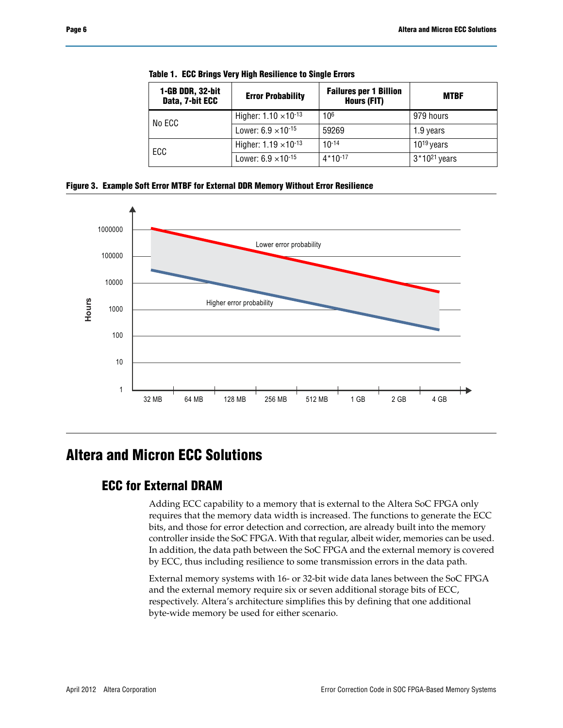**Table 1. ECC Brings Very High Resilience to Single Errors**

| 1-GB DDR, 32-bit Data, 7-bit ECC | Error Probability | Failures per 1 Billion Hours (FIT) | MTBF |
|---|---|---|---|
| No ECC | Higher: $1.10 \times 10^{-13}$ | $10^6$ | 979 hours |
| | Lower: $6.9 \times 10^{-15}$ | 59269 | 1.9 years |
| ECC | Higher: $1.19 \times 10^{-13}$ | $10^{-14}$ | $10^{19}$ years |
| | Lower: $6.9 \times 10^{-15}$ | $4 \times 10^{-17}$ | $3 \times 10^{21}$ years |

**Figure 3. Example Soft Error MTBF for External DDR Memory Without Error Resilience**

# Altera and Micron ECC Solutions

## ECC for External DRAM

Adding ECC capability to a memory that is external to the Altera SoC FPGA only requires that the memory data width is increased. The functions to generate the ECC bits, and those for error detection and correction, are already built into the memory controller inside the SoC FPGA. With that regular, albeit wider, memories can be used. In addition, the data path between the SoC FPGA and the external memory is covered by ECC, thus including resilience to some transmission errors in the data path.

External memory systems with 16- or 32-bit wide data lanes between the SoC FPGA and the external memory require six or seven additional storage bits of ECC, respectively. Altera's architecture simplifies this by defining that one additional byte-wide memory be used for either scenario.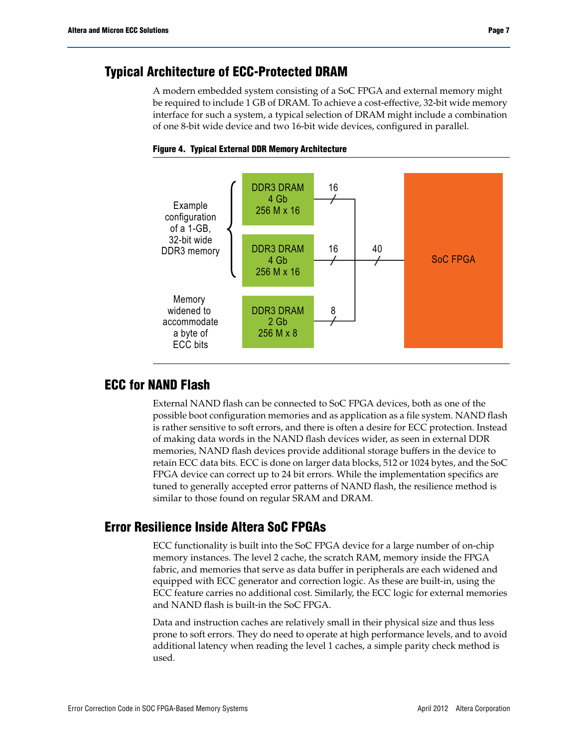## Typical Architecture of ECC-Protected DRAM

A modern embedded system consisting of a SoC FPGA and external memory might be required to include 1 GB of DRAM. To achieve a cost-effective, 32-bit wide memory interface for such a system, a typical selection of DRAM might include a combination of one 8-bit wide device and two 16-bit wide devices, configured in parallel.

**Figure 4. Typical External DDR Memory Architecture**

Example configuration of a 1-GB, 32-bit wide DDR3 memory

DDR3 DRAM 4 Gb 256 M x 16 — 16

DDR3 DRAM 4 Gb 256 M x 16 — 16

Memory widened to accommodate a byte of ECC bits

DDR3 DRAM 2 Gb 256 M x 8 — 8

40 — SoC FPGA

## ECC for NAND Flash

External NAND flash can be connected to SoC FPGA devices, both as one of the possible boot configuration memories and as application as a file system. NAND flash is rather sensitive to soft errors, and there is often a desire for ECC protection. Instead of making data words in the NAND flash devices wider, as seen in external DDR memories, NAND flash devices provide additional storage buffers in the device to retain ECC data bits. ECC is done on larger data blocks, 512 or 1024 bytes, and the SoC FPGA device can correct up to 24 bit errors. While the implementation specifics are tuned to generally accepted error patterns of NAND flash, the resilience method is similar to those found on regular SRAM and DRAM.

## Error Resilience Inside Altera SoC FPGAs

ECC functionality is built into the SoC FPGA device for a large number of on-chip memory instances. The level 2 cache, the scratch RAM, memory inside the FPGA fabric, and memories that serve as data buffer in peripherals are each widened and equipped with ECC generator and correction logic. As these are built-in, using the ECC feature carries no additional cost. Similarly, the ECC logic for external memories and NAND flash is built-in the SoC FPGA.

Data and instruction caches are relatively small in their physical size and thus less prone to soft errors. They do need to operate at high performance levels, and to avoid additional latency when reading the level 1 caches, a simple parity check method is used.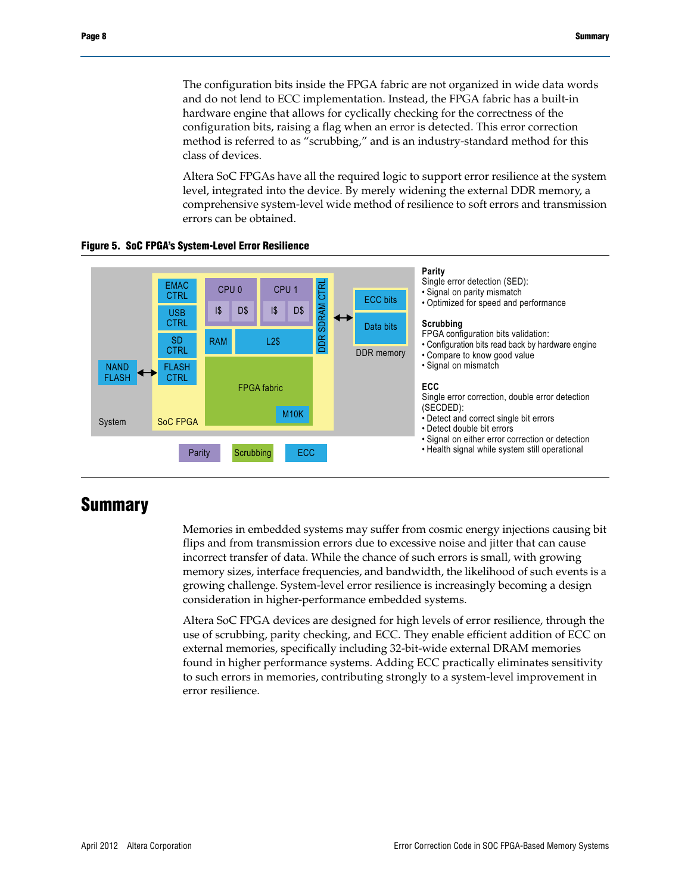The configuration bits inside the FPGA fabric are not organized in wide data words and do not lend to ECC implementation. Instead, the FPGA fabric has a built-in hardware engine that allows for cyclically checking for the correctness of the configuration bits, raising a flag when an error is detected. This error correction method is referred to as “scrubbing,” and is an industry-standard method for this class of devices.

Altera SoC FPGAs have all the required logic to support error resilience at the system level, integrated into the device. By merely widening the external DDR memory, a comprehensive system-level wide method of resilience to soft errors and transmission errors can be obtained.

**Figure 5. SoC FPGA’s System-Level Error Resilience**

**Parity**
Single error detection (SED):
- Signal on parity mismatch
- Optimized for speed and performance

**Scrubbing**
FPGA configuration bits validation:
- Configuration bits read back by hardware engine
- Compare to know good value
- Signal on mismatch

**ECC**
Single error correction, double error detection (SECDED):
- Detect and correct single bit errors
- Detect double bit errors
- Signal on either error correction or detection
- Health signal while system still operational

# Summary

Memories in embedded systems may suffer from cosmic energy injections causing bit flips and from transmission errors due to excessive noise and jitter that can cause incorrect transfer of data. While the chance of such errors is small, with growing memory sizes, interface frequencies, and bandwidth, the likelihood of such events is a growing challenge. System-level error resilience is increasingly becoming a design consideration in higher-performance embedded systems.

Altera SoC FPGA devices are designed for high levels of error resilience, through the use of scrubbing, parity checking, and ECC. They enable efficient addition of ECC on external memories, specifically including 32-bit-wide external DRAM memories found in higher performance systems. Adding ECC practically eliminates sensitivity to such errors in memories, contributing strongly to a system-level improvement in error resilience.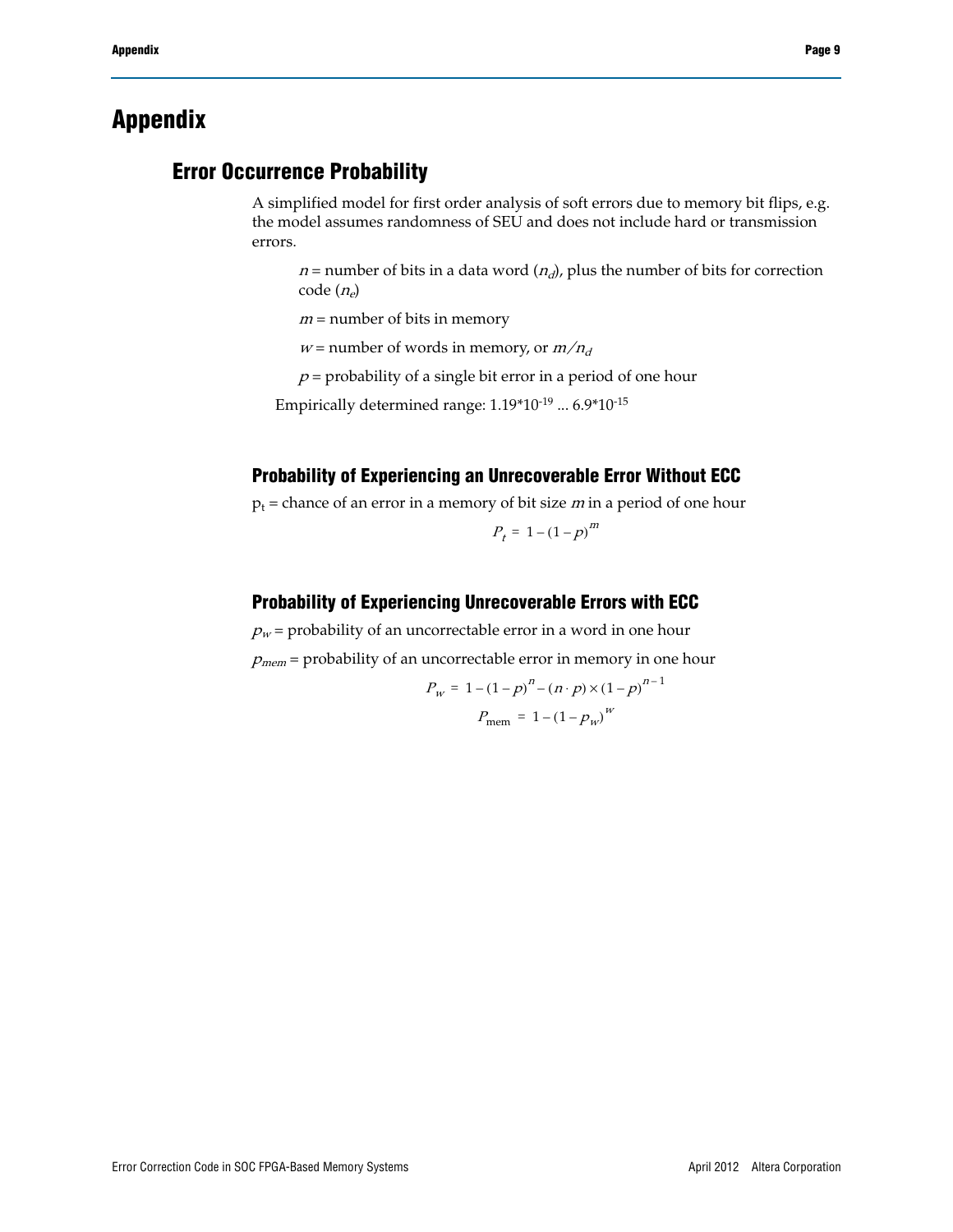# Appendix

## Error Occurrence Probability

A simplified model for first order analysis of soft errors due to memory bit flips, e.g. the model assumes randomness of SEU and does not include hard or transmission errors.

$n$ = number of bits in a data word ($n_d$), plus the number of bits for correction code ($n_e$)

$m$ = number of bits in memory

$w$ = number of words in memory, or $m/n_d$

$p$ = probability of a single bit error in a period of one hour

Empirically determined range: $1.19 \times 10^{-19}$ ... $6.9 \times 10^{-15}$

### Probability of Experiencing an Unrecoverable Error Without ECC

$p_t$ = chance of an error in a memory of bit size $m$ in a period of one hour

$$P_t = 1 - (1 - p)^m$$

### Probability of Experiencing Unrecoverable Errors with ECC

$p_w$ = probability of an uncorrectable error in a word in one hour

$p_{mem}$ = probability of an uncorrectable error in memory in one hour

$$P_w = 1 - (1 - p)^n - (n \cdot p) \times (1 - p)^{n-1}$$

$$P_{\text{mem}} = 1 - (1 - p_w)^w$$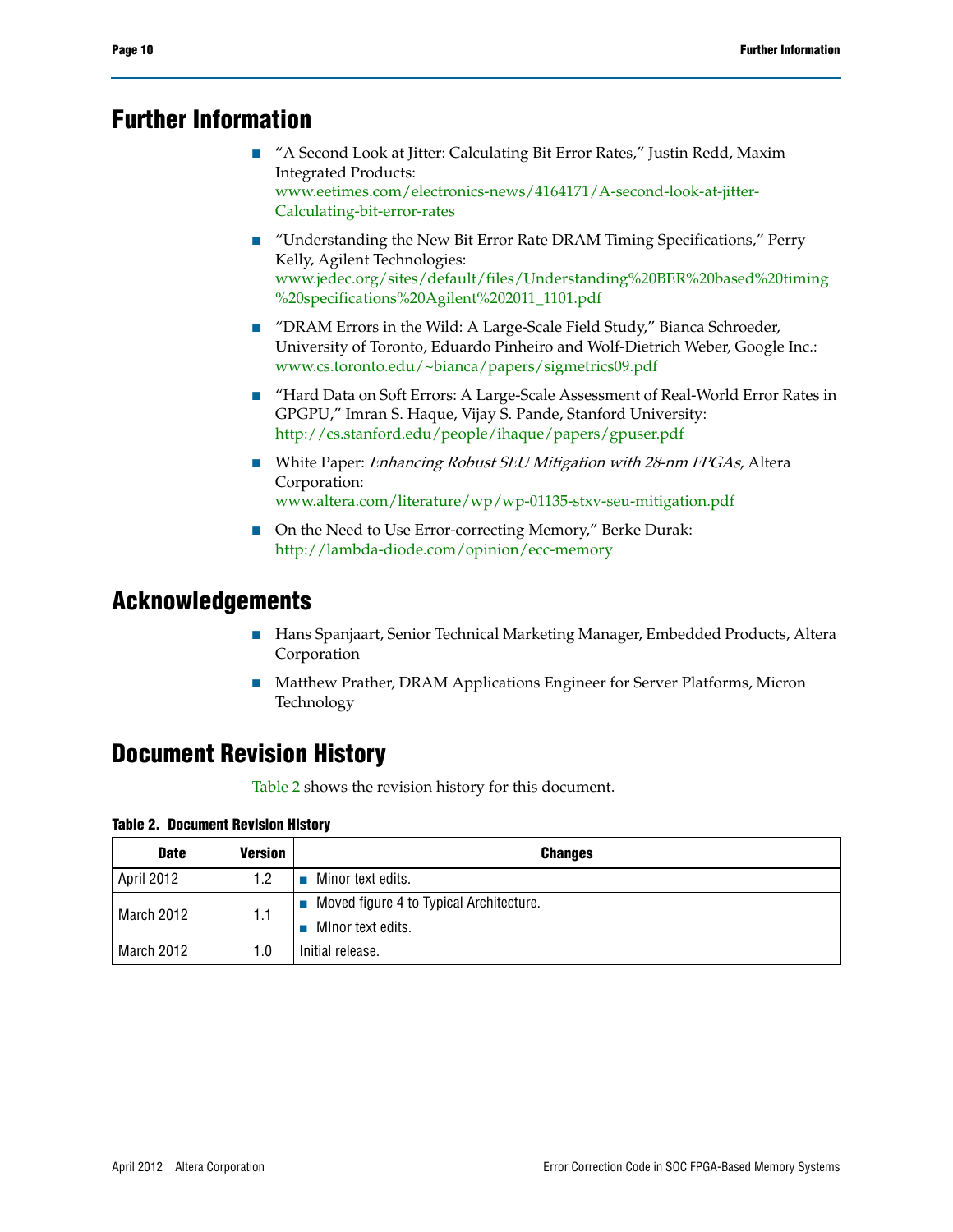## Further Information

- "A Second Look at Jitter: Calculating Bit Error Rates," Justin Redd, Maxim Integrated Products: www.eetimes.com/electronics-news/4164171/A-second-look-at-jitter-Calculating-bit-error-rates
- "Understanding the New Bit Error Rate DRAM Timing Specifications," Perry Kelly, Agilent Technologies: www.jedec.org/sites/default/files/Understanding%20BER%20based%20timing%20specifications%20Agilent%202011_1101.pdf
- "DRAM Errors in the Wild: A Large-Scale Field Study," Bianca Schroeder, University of Toronto, Eduardo Pinheiro and Wolf-Dietrich Weber, Google Inc.: www.cs.toronto.edu/~bianca/papers/sigmetrics09.pdf
- "Hard Data on Soft Errors: A Large-Scale Assessment of Real-World Error Rates in GPGPU," Imran S. Haque, Vijay S. Pande, Stanford University: http://cs.stanford.edu/people/ihaque/papers/gpuser.pdf
- White Paper: *Enhancing Robust SEU Mitigation with 28-nm FPGAs*, Altera Corporation: www.altera.com/literature/wp/wp-01135-stxv-seu-mitigation.pdf
- On the Need to Use Error-correcting Memory," Berke Durak: http://lambda-diode.com/opinion/ecc-memory

## Acknowledgements

- Hans Spanjaart, Senior Technical Marketing Manager, Embedded Products, Altera Corporation
- Matthew Prather, DRAM Applications Engineer for Server Platforms, Micron Technology

## Document Revision History

Table 2 shows the revision history for this document.

**Table 2. Document Revision History**

| Date | Version | Changes |
|---|---|---|
| April 2012 | 1.2 | ■ Minor text edits. |
| March 2012 | 1.1 | ■ Moved figure 4 to Typical Architecture.<br>■ MInor text edits. |
| March 2012 | 1.0 | Initial release. |